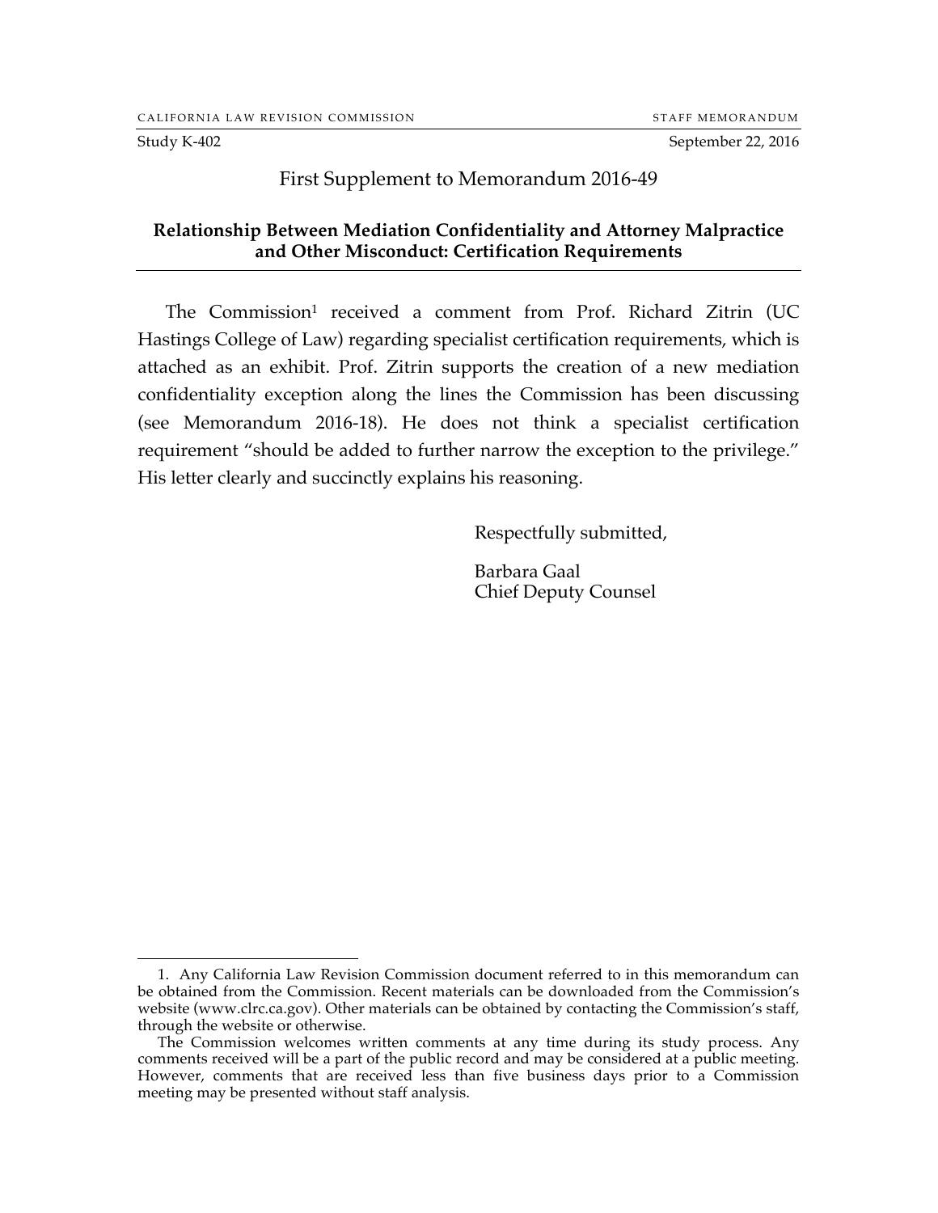CALIFORNIA LAW REVISION COMMISSION — STAFF MEMORANDUM

Study K-402 — September 22, 2016

# First Supplement to Memorandum 2016-49

## Relationship Between Mediation Confidentiality and Attorney Malpractice and Other Misconduct: Certification Requirements

The Commission[1] received a comment from Prof. Richard Zitrin (UC Hastings College of Law) regarding specialist certification requirements, which is attached as an exhibit. Prof. Zitrin supports the creation of a new mediation confidentiality exception along the lines the Commission has been discussing (see Memorandum 2016-18). He does not think a specialist certification requirement "should be added to further narrow the exception to the privilege." His letter clearly and succinctly explains his reasoning.

Respectfully submitted,

Barbara Gaal
Chief Deputy Counsel

---

1. Any California Law Revision Commission document referred to in this memorandum can be obtained from the Commission. Recent materials can be downloaded from the Commission's website (www.clrc.ca.gov). Other materials can be obtained by contacting the Commission's staff, through the website or otherwise.

The Commission welcomes written comments at any time during its study process. Any comments received will be a part of the public record and may be considered at a public meeting. However, comments that are received less than five business days prior to a Commission meeting may be presented without staff analysis.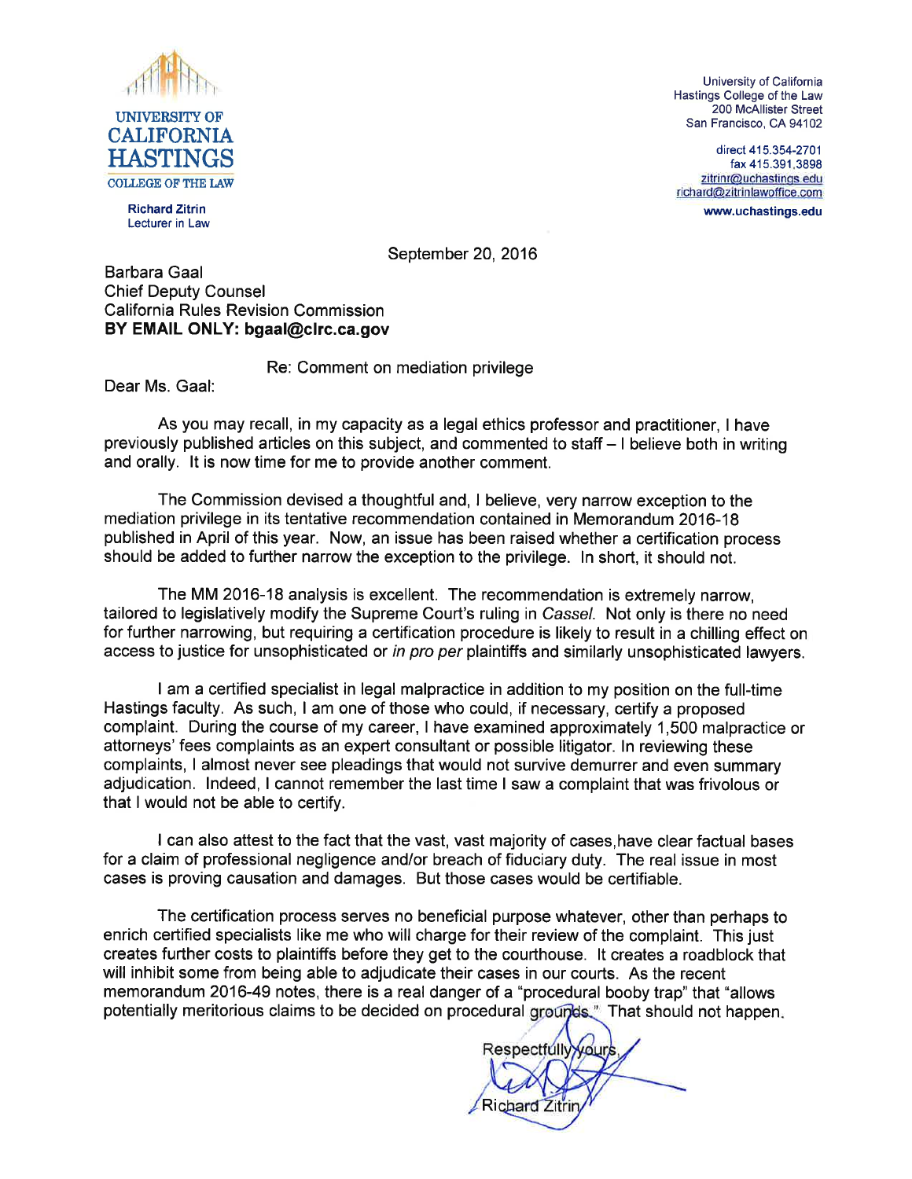UNIVERSITY OF CALIFORNIA HASTINGS COLLEGE OF THE LAW

**Richard Zitrin**
Lecturer in Law

University of California
Hastings College of the Law
200 McAllister Street
San Francisco, CA 94102

direct 415.354-2701
fax 415.391.3898
zitrinr@uchastings.edu
richard@zitrinlawoffice.com
**www.uchastings.edu**

September 20, 2016

Barbara Gaal
Chief Deputy Counsel
California Rules Revision Commission
**BY EMAIL ONLY: bgaal@clrc.ca.gov**

Re: Comment on mediation privilege

Dear Ms. Gaal:

As you may recall, in my capacity as a legal ethics professor and practitioner, I have previously published articles on this subject, and commented to staff – I believe both in writing and orally. It is now time for me to provide another comment.

The Commission devised a thoughtful and, I believe, very narrow exception to the mediation privilege in its tentative recommendation contained in Memorandum 2016-18 published in April of this year. Now, an issue has been raised whether a certification process should be added to further narrow the exception to the privilege. In short, it should not.

The MM 2016-18 analysis is excellent. The recommendation is extremely narrow, tailored to legislatively modify the Supreme Court's ruling in *Cassel*. Not only is there no need for further narrowing, but requiring a certification procedure is likely to result in a chilling effect on access to justice for unsophisticated or *in pro per* plaintiffs and similarly unsophisticated lawyers.

I am a certified specialist in legal malpractice in addition to my position on the full-time Hastings faculty. As such, I am one of those who could, if necessary, certify a proposed complaint. During the course of my career, I have examined approximately 1,500 malpractice or attorneys' fees complaints as an expert consultant or possible litigator. In reviewing these complaints, I almost never see pleadings that would not survive demurrer and even summary adjudication. Indeed, I cannot remember the last time I saw a complaint that was frivolous or that I would not be able to certify.

I can also attest to the fact that the vast, vast majority of cases,have clear factual bases for a claim of professional negligence and/or breach of fiduciary duty. The real issue in most cases is proving causation and damages. But those cases would be certifiable.

The certification process serves no beneficial purpose whatever, other than perhaps to enrich certified specialists like me who will charge for their review of the complaint. This just creates further costs to plaintiffs before they get to the courthouse. It creates a roadblock that will inhibit some from being able to adjudicate their cases in our courts. As the recent memorandum 2016-49 notes, there is a real danger of a "procedural booby trap" that "allows potentially meritorious claims to be decided on procedural grounds." That should not happen.

Respectfully yours,

Richard Zitrin